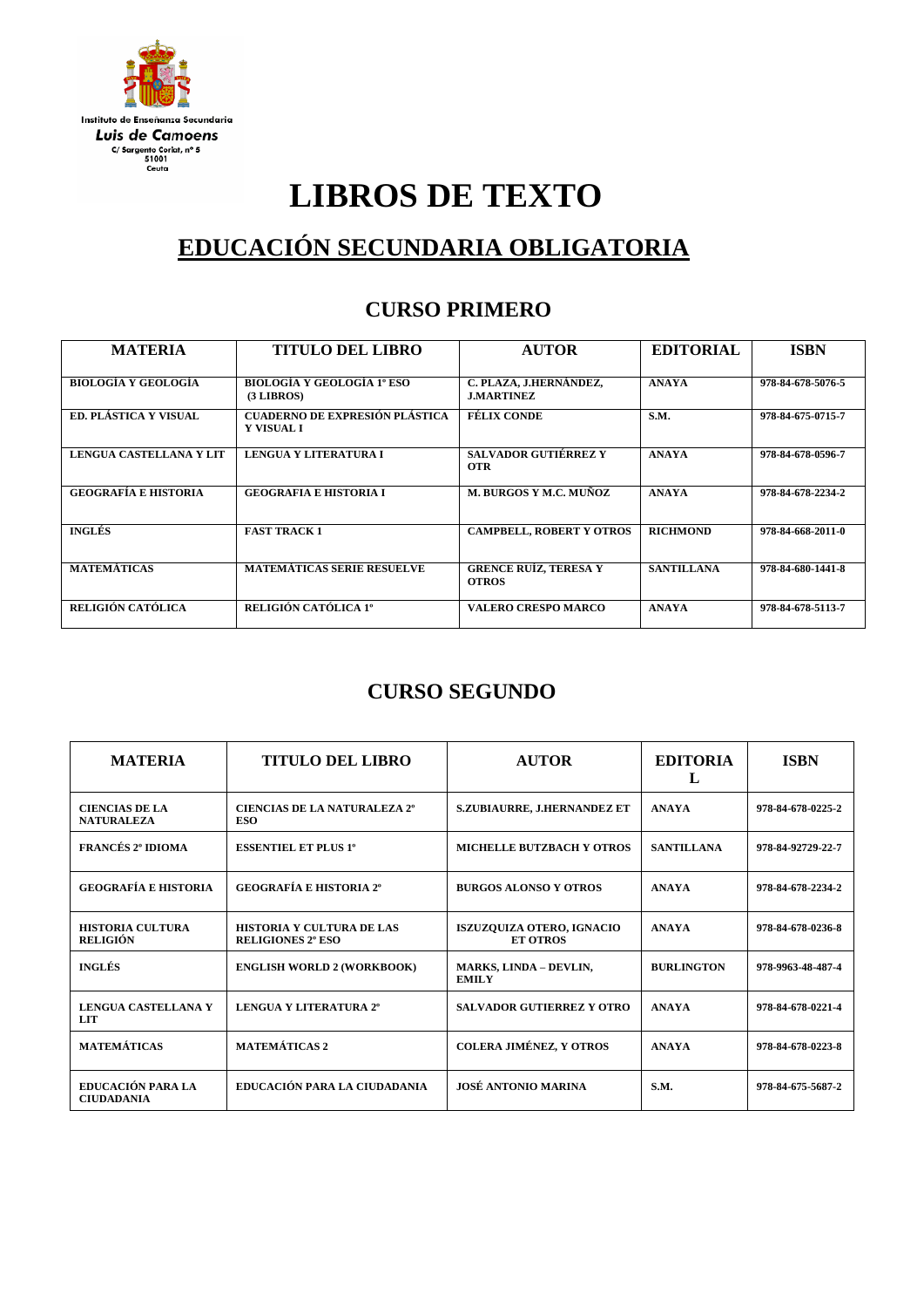Instituto de Enseñanza Secundaria
*Luis de Camoens*
C/ Sargento Coriat, nº 5
51001
Ceuta

# LIBROS DE TEXTO

## EDUCACIÓN SECUNDARIA OBLIGATORIA

### CURSO PRIMERO

| MATERIA | TITULO DEL LIBRO | AUTOR | EDITORIAL | ISBN |
|---|---|---|---|---|
| BIOLOGÍA Y GEOLOGÍA | BIOLOGÍA Y GEOLOGÍA 1º ESO (3 LIBROS) | C. PLAZA, J.HERNÁNDEZ, J.MARTINEZ | ANAYA | 978-84-678-5076-5 |
| ED. PLÁSTICA Y VISUAL | CUADERNO DE EXPRESIÓN PLÁSTICA Y VISUAL I | FÉLIX CONDE | S.M. | 978-84-675-0715-7 |
| LENGUA CASTELLANA Y LIT | LENGUA Y LITERATURA I | SALVADOR GUTIÉRREZ Y OTR | ANAYA | 978-84-678-0596-7 |
| GEOGRAFÍA E HISTORIA | GEOGRAFIA E HISTORIA I | M. BURGOS Y M.C. MUÑOZ | ANAYA | 978-84-678-2234-2 |
| INGLÉS | FAST TRACK 1 | CAMPBELL, ROBERT Y OTROS | RICHMOND | 978-84-668-2011-0 |
| MATEMÁTICAS | MATEMÁTICAS SERIE RESUELVE | GRENCE RUÍZ, TERESA Y OTROS | SANTILLANA | 978-84-680-1441-8 |
| RELIGIÓN CATÓLICA | RELIGIÓN CATÓLICA 1º | VALERO CRESPO MARCO | ANAYA | 978-84-678-5113-7 |

### CURSO SEGUNDO

| MATERIA | TITULO DEL LIBRO | AUTOR | EDITORIAL | ISBN |
|---|---|---|---|---|
| CIENCIAS DE LA NATURALEZA | CIENCIAS DE LA NATURALEZA 2º ESO | S.ZUBIAURRE, J.HERNANDEZ ET | ANAYA | 978-84-678-0225-2 |
| FRANCÉS 2º IDIOMA | ESSENTIEL ET PLUS 1º | MICHELLE BUTZBACH Y OTROS | SANTILLANA | 978-84-92729-22-7 |
| GEOGRAFÍA E HISTORIA | GEOGRAFÍA E HISTORIA 2º | BURGOS ALONSO Y OTROS | ANAYA | 978-84-678-2234-2 |
| HISTORIA CULTURA RELIGIÓN | HISTORIA Y CULTURA DE LAS RELIGIONES 2º ESO | ISZUZQUIZA OTERO, IGNACIO ET OTROS | ANAYA | 978-84-678-0236-8 |
| INGLÉS | ENGLISH WORLD 2 (WORKBOOK) | MARKS, LINDA – DEVLIN, EMILY | BURLINGTON | 978-9963-48-487-4 |
| LENGUA CASTELLANA Y LIT | LENGUA Y LITERATURA 2º | SALVADOR GUTIERREZ Y OTRO | ANAYA | 978-84-678-0221-4 |
| MATEMÁTICAS | MATEMÁTICAS 2 | COLERA JIMÉNEZ, Y OTROS | ANAYA | 978-84-678-0223-8 |
| EDUCACIÓN PARA LA CIUDADANIA | EDUCACIÓN PARA LA CIUDADANIA | JOSÉ ANTONIO MARINA | S.M. | 978-84-675-5687-2 |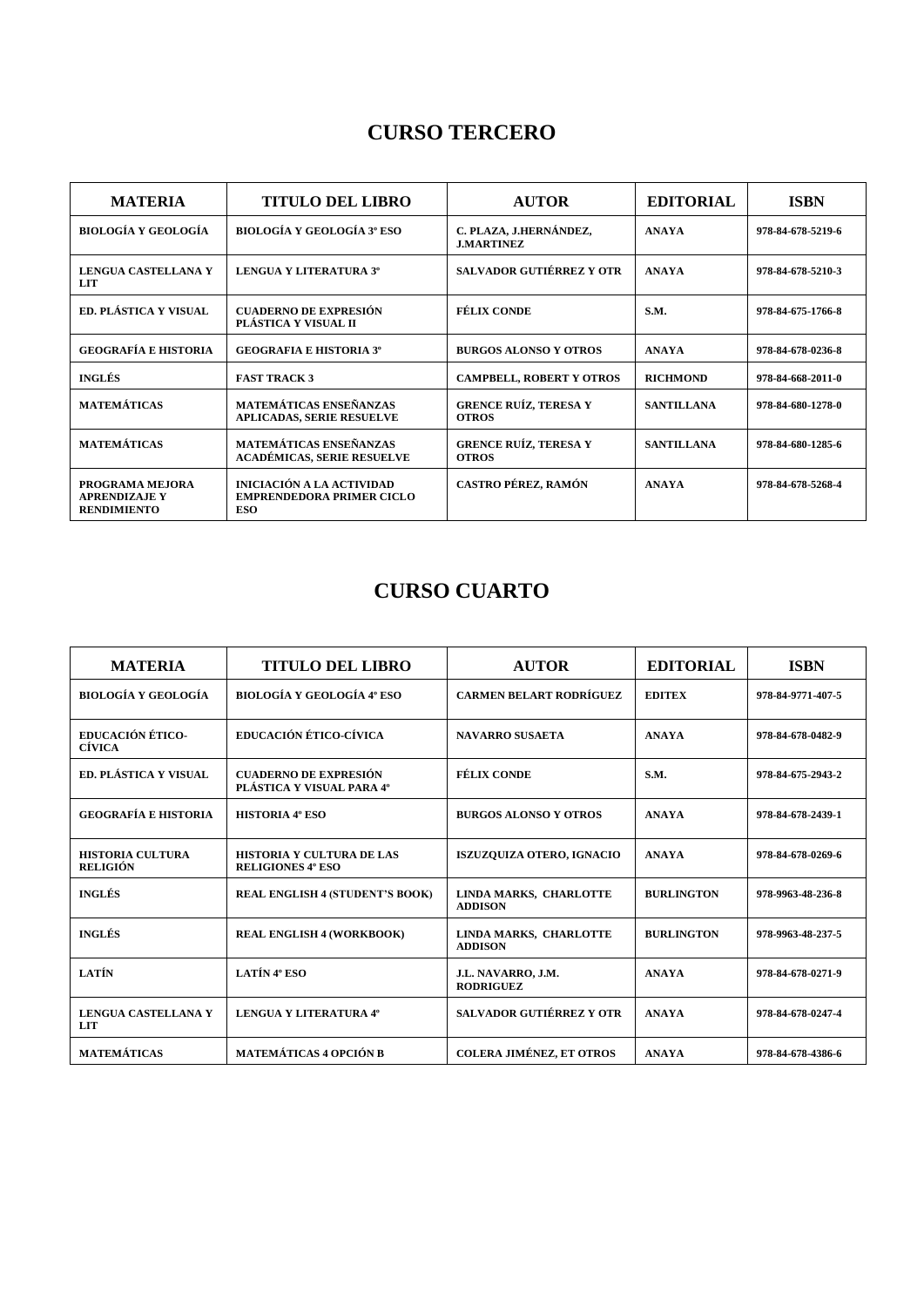## CURSO TERCERO

| MATERIA | TITULO DEL LIBRO | AUTOR | EDITORIAL | ISBN |
|---|---|---|---|---|
| BIOLOGÍA Y GEOLOGÍA | BIOLOGÍA Y GEOLOGÍA 3º ESO | C. PLAZA, J.HERNÁNDEZ, J.MARTINEZ | ANAYA | 978-84-678-5219-6 |
| LENGUA CASTELLANA Y LIT | LENGUA Y LITERATURA 3º | SALVADOR GUTIÉRREZ Y OTR | ANAYA | 978-84-678-5210-3 |
| ED. PLÁSTICA Y VISUAL | CUADERNO DE EXPRESIÓN PLÁSTICA Y VISUAL II | FÉLIX CONDE | S.M. | 978-84-675-1766-8 |
| GEOGRAFÍA E HISTORIA | GEOGRAFIA E HISTORIA 3º | BURGOS ALONSO Y OTROS | ANAYA | 978-84-678-0236-8 |
| INGLÉS | FAST TRACK 3 | CAMPBELL, ROBERT Y OTROS | RICHMOND | 978-84-668-2011-0 |
| MATEMÁTICAS | MATEMÁTICAS ENSEÑANZAS APLICADAS, SERIE RESUELVE | GRENCE RUÍZ, TERESA Y OTROS | SANTILLANA | 978-84-680-1278-0 |
| MATEMÁTICAS | MATEMÁTICAS ENSEÑANZAS ACADÉMICAS, SERIE RESUELVE | GRENCE RUÍZ, TERESA Y OTROS | SANTILLANA | 978-84-680-1285-6 |
| PROGRAMA MEJORA APRENDIZAJE Y RENDIMIENTO | INICIACIÓN A LA ACTIVIDAD EMPRENDEDORA PRIMER CICLO ESO | CASTRO PÉREZ, RAMÓN | ANAYA | 978-84-678-5268-4 |

## CURSO CUARTO

| MATERIA | TITULO DEL LIBRO | AUTOR | EDITORIAL | ISBN |
|---|---|---|---|---|
| BIOLOGÍA Y GEOLOGÍA | BIOLOGÍA Y GEOLOGÍA 4º ESO | CARMEN BELART RODRÍGUEZ | EDITEX | 978-84-9771-407-5 |
| EDUCACIÓN ÉTICO-CÍVICA | EDUCACIÓN ÉTICO-CÍVICA | NAVARRO SUSAETA | ANAYA | 978-84-678-0482-9 |
| ED. PLÁSTICA Y VISUAL | CUADERNO DE EXPRESIÓN PLÁSTICA Y VISUAL PARA 4º | FÉLIX CONDE | S.M. | 978-84-675-2943-2 |
| GEOGRAFÍA E HISTORIA | HISTORIA 4º ESO | BURGOS ALONSO Y OTROS | ANAYA | 978-84-678-2439-1 |
| HISTORIA CULTURA RELIGIÓN | HISTORIA Y CULTURA DE LAS RELIGIONES 4º ESO | ISZUZQUIZA OTERO, IGNACIO | ANAYA | 978-84-678-0269-6 |
| INGLÉS | REAL ENGLISH 4 (STUDENT'S BOOK) | LINDA MARKS, CHARLOTTE ADDISON | BURLINGTON | 978-9963-48-236-8 |
| INGLÉS | REAL ENGLISH 4 (WORKBOOK) | LINDA MARKS, CHARLOTTE ADDISON | BURLINGTON | 978-9963-48-237-5 |
| LATÍN | LATÍN 4º ESO | J.L. NAVARRO, J.M. RODRIGUEZ | ANAYA | 978-84-678-0271-9 |
| LENGUA CASTELLANA Y LIT | LENGUA Y LITERATURA 4º | SALVADOR GUTIÉRREZ Y OTR | ANAYA | 978-84-678-0247-4 |
| MATEMÁTICAS | MATEMÁTICAS 4 OPCIÓN B | COLERA JIMÉNEZ, ET OTROS | ANAYA | 978-84-678-4386-6 |